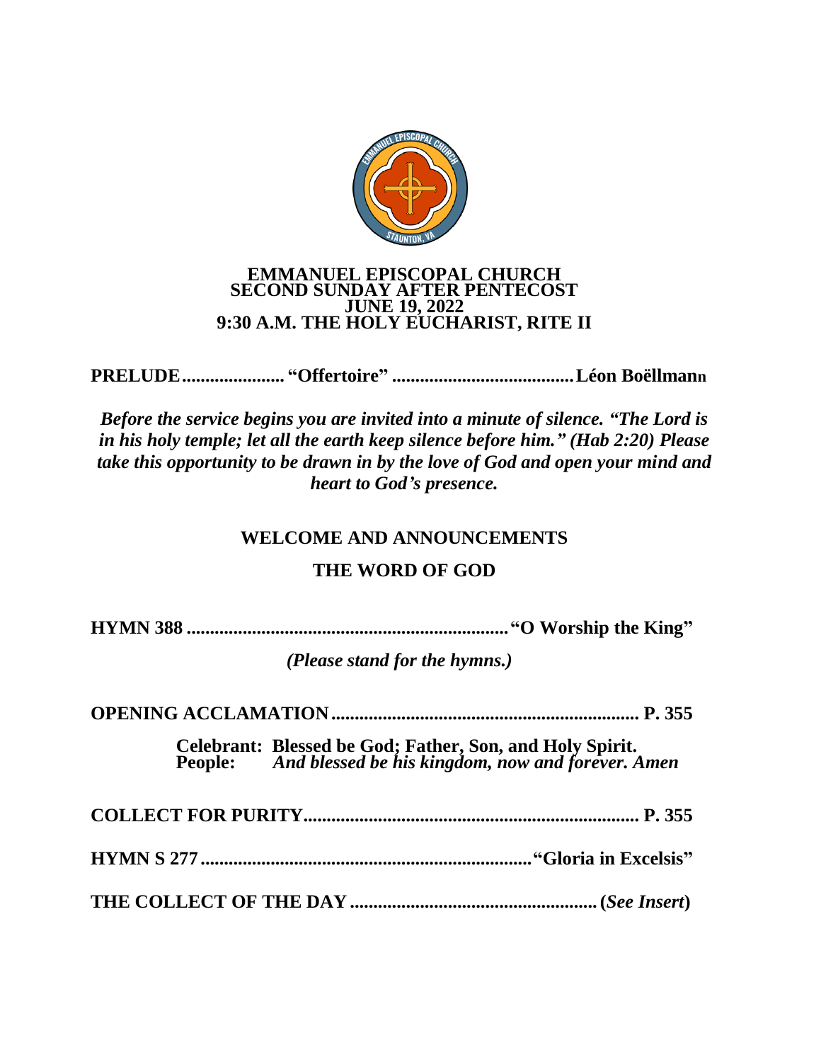# EMMANUEL EPISCOPAL CHURCH
## SECOND SUNDAY AFTER PENTECOST
## JUNE 19, 2022
## 9:30 A.M. THE HOLY EUCHARIST, RITE II

**PRELUDE...................... "Offertoire" ......................................Léon Boëllmann**

***Before the service begins you are invited into a minute of silence. "The Lord is in his holy temple; let all the earth keep silence before him." (Hab 2:20) Please take this opportunity to be drawn in by the love of God and open your mind and heart to God's presence.***

**WELCOME AND ANNOUNCEMENTS**

**THE WORD OF GOD**

**HYMN 388 .................................................................... "O Worship the King"**

*(Please stand for the hymns.)*

**OPENING ACCLAMATION.................................................................. P. 355**

**Celebrant: Blessed be God; Father, Son, and Holy Spirit.**
**People:** ***And blessed be his kingdom, now and forever. Amen***

**COLLECT FOR PURITY....................................................................... P. 355**

**HYMN S 277......................................................................."Gloria in Excelsis"**

**THE COLLECT OF THE DAY ....................................................(*See Insert*)**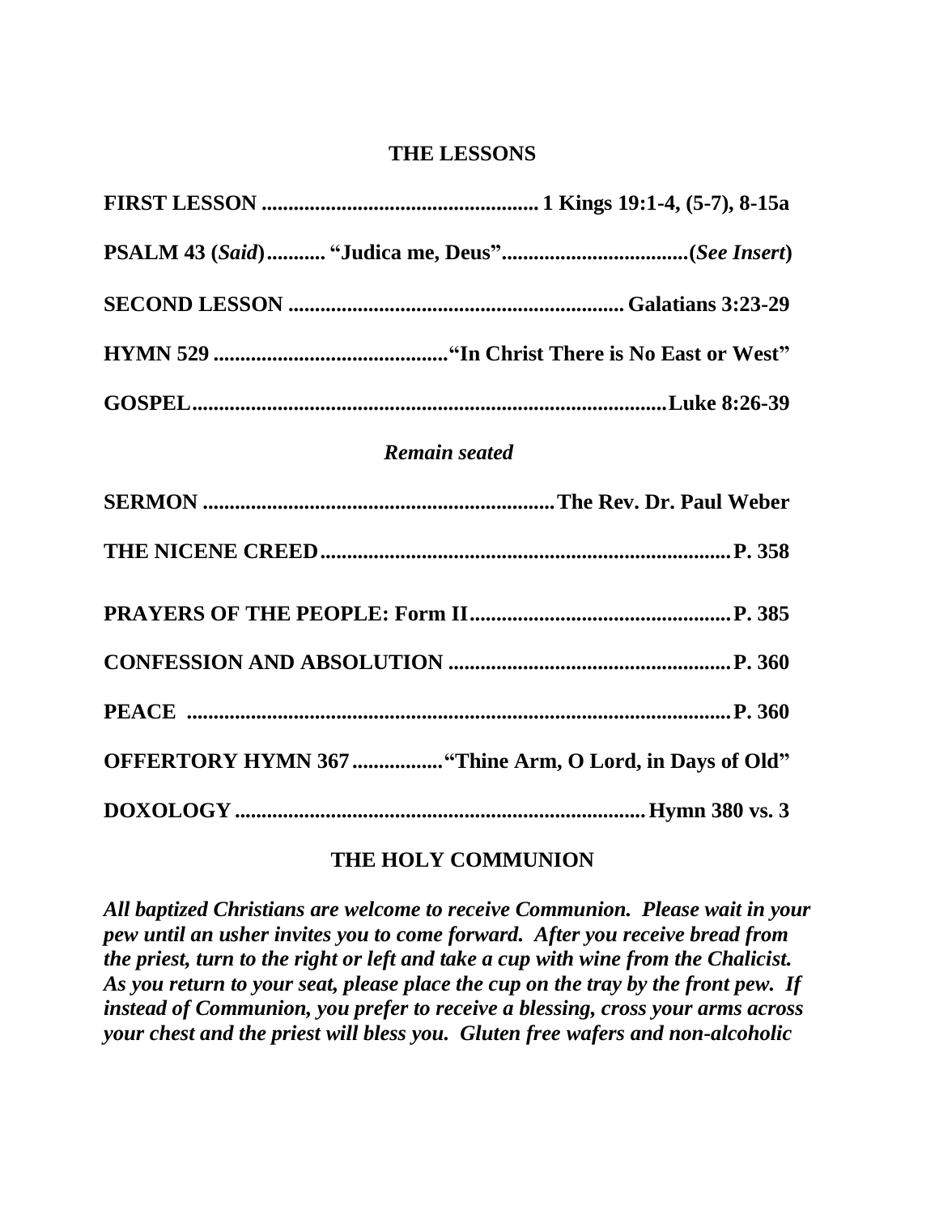## THE LESSONS

**FIRST LESSON .................................................... 1 Kings 19:1-4, (5-7), 8-15a**

**PSALM 43 (*Said*)........... "Judica me, Deus"...................................(*See Insert*)**

**SECOND LESSON .............................................................. Galatians 3:23-29**

**HYMN 529 ............................................"In Christ There is No East or West"**

**GOSPEL.........................................................................................Luke 8:26-39**

*Remain seated*

**SERMON .................................................................The Rev. Dr. Paul Weber**

**THE NICENE CREED...........................................................................P. 358**

**PRAYERS OF THE PEOPLE: Form II.................................................P. 385**

**CONFESSION AND ABSOLUTION .....................................................P. 360**

**PEACE .....................................................................................................P. 360**

**OFFERTORY HYMN 367................"Thine Arm, O Lord, in Days of Old"**

**DOXOLOGY ............................................................................Hymn 380 vs. 3**

## THE HOLY COMMUNION

***All baptized Christians are welcome to receive Communion. Please wait in your pew until an usher invites you to come forward. After you receive bread from the priest, turn to the right or left and take a cup with wine from the Chalicist. As you return to your seat, please place the cup on the tray by the front pew. If instead of Communion, you prefer to receive a blessing, cross your arms across your chest and the priest will bless you. Gluten free wafers and non-alcoholic***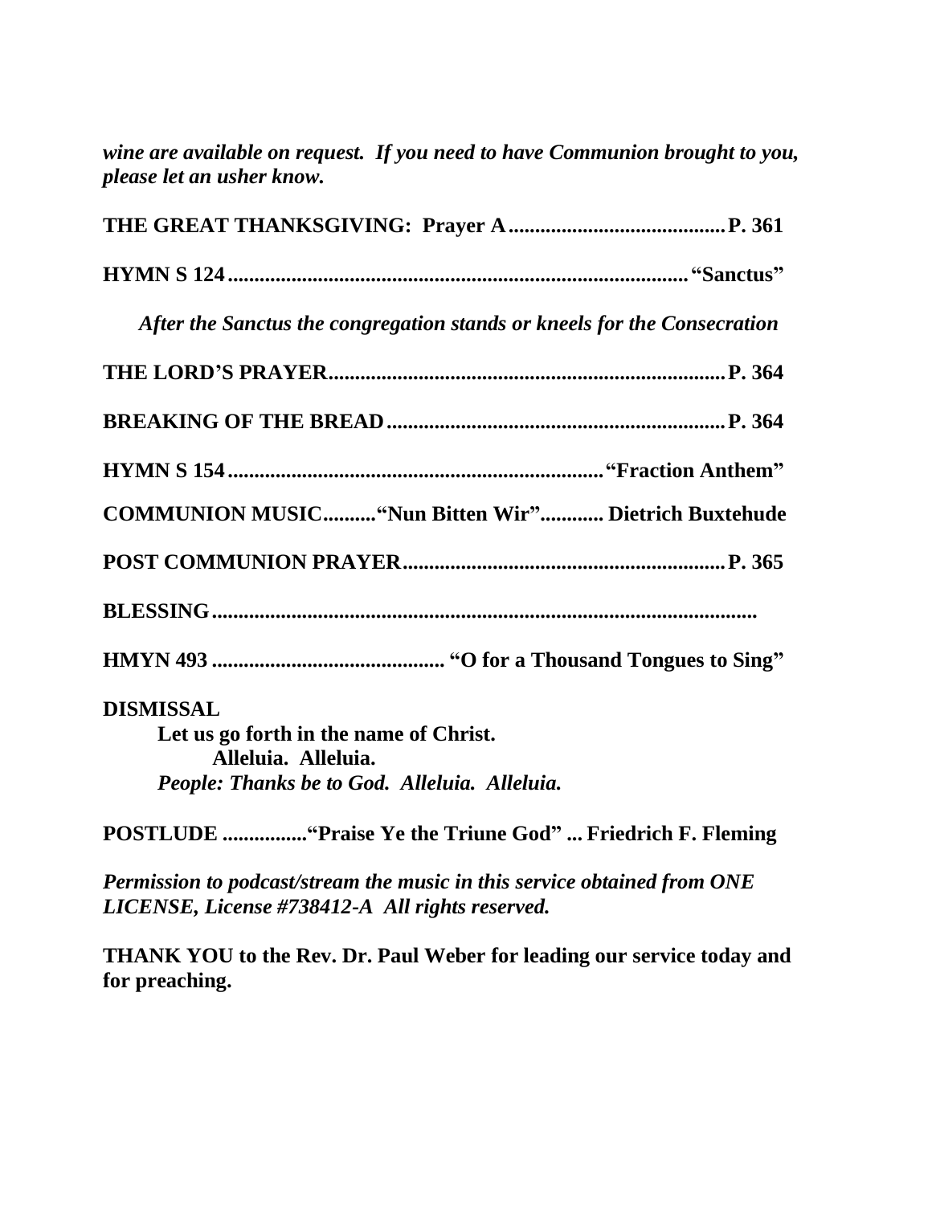***wine are available on request. If you need to have Communion brought to you, please let an usher know.***

**THE GREAT THANKSGIVING: Prayer A.........................................P. 361**

**HYMN S 124........................................................................................"Sanctus"**

*After the Sanctus the congregation stands or kneels for the Consecration*

**THE LORD'S PRAYER...........................................................................P. 364**

**BREAKING OF THE BREAD.................................................................P. 364**

**HYMN S 154........................................................................"Fraction Anthem"**

**COMMUNION MUSIC.........."Nun Bitten Wir"............ Dietrich Buxtehude**

**POST COMMUNION PRAYER.............................................................P. 365**

**BLESSING........................................................................................................**

**HMYN 493 ............................................ "O for a Thousand Tongues to Sing"**

**DISMISSAL**

**Let us go forth in the name of Christ.**
**Alleluia. Alleluia.**
***People: Thanks be to God. Alleluia. Alleluia.***

**POSTLUDE ................"Praise Ye the Triune God" ... Friedrich F. Fleming**

***Permission to podcast/stream the music in this service obtained from ONE LICENSE, License #738412-A All rights reserved.***

**THANK YOU to the Rev. Dr. Paul Weber for leading our service today and for preaching.**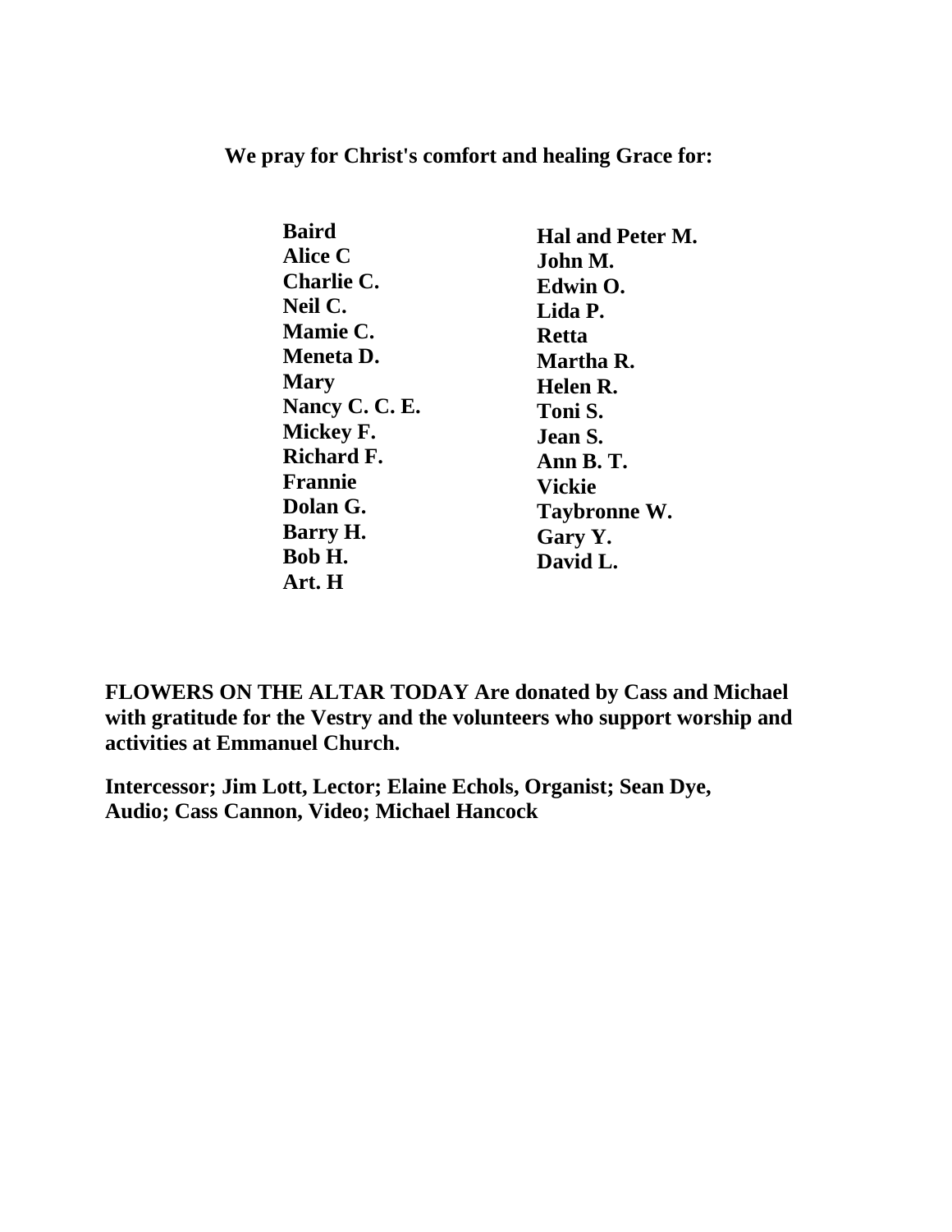**We pray for Christ's comfort and healing Grace for:**

**Baird**
**Alice C**
**Charlie C.**
**Neil C.**
**Mamie C.**
**Meneta D.**
**Mary**
**Nancy C. C. E.**
**Mickey F.**
**Richard F.**
**Frannie**
**Dolan G.**
**Barry H.**
**Bob H.**
**Art. H**
**Hal and Peter M.**
**John M.**
**Edwin O.**
**Lida P.**
**Retta**
**Martha R.**
**Helen R.**
**Toni S.**
**Jean S.**
**Ann B. T.**
**Vickie**
**Taybronne W.**
**Gary Y.**
**David L.**

**FLOWERS ON THE ALTAR TODAY Are donated by Cass and Michael with gratitude for the Vestry and the volunteers who support worship and activities at Emmanuel Church.**

**Intercessor; Jim Lott, Lector; Elaine Echols, Organist; Sean Dye, Audio; Cass Cannon, Video; Michael Hancock**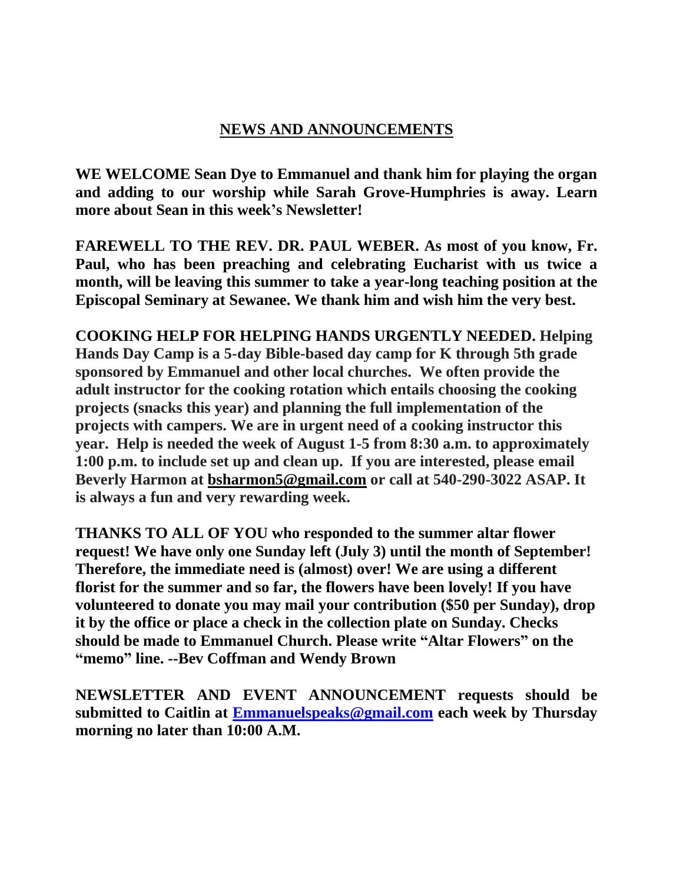## NEWS AND ANNOUNCEMENTS

**WE WELCOME Sean Dye to Emmanuel and thank him for playing the organ and adding to our worship while Sarah Grove-Humphries is away. Learn more about Sean in this week's Newsletter!**

**FAREWELL TO THE REV. DR. PAUL WEBER. As most of you know, Fr. Paul, who has been preaching and celebrating Eucharist with us twice a month, will be leaving this summer to take a year-long teaching position at the Episcopal Seminary at Sewanee. We thank him and wish him the very best.**

**COOKING HELP FOR HELPING HANDS URGENTLY NEEDED. Helping Hands Day Camp is a 5-day Bible-based day camp for K through 5th grade sponsored by Emmanuel and other local churches. We often provide the adult instructor for the cooking rotation which entails choosing the cooking projects (snacks this year) and planning the full implementation of the projects with campers. We are in urgent need of a cooking instructor this year. Help is needed the week of August 1-5 from 8:30 a.m. to approximately 1:00 p.m. to include set up and clean up. If you are interested, please email Beverly Harmon at bsharmon5@gmail.com or call at 540-290-3022 ASAP. It is always a fun and very rewarding week.**

**THANKS TO ALL OF YOU who responded to the summer altar flower request! We have only one Sunday left (July 3) until the month of September! Therefore, the immediate need is (almost) over! We are using a different florist for the summer and so far, the flowers have been lovely! If you have volunteered to donate you may mail your contribution ($50 per Sunday), drop it by the office or place a check in the collection plate on Sunday. Checks should be made to Emmanuel Church. Please write "Altar Flowers" on the "memo" line. --Bev Coffman and Wendy Brown**

**NEWSLETTER AND EVENT ANNOUNCEMENT requests should be submitted to Caitlin at Emmanuelspeaks@gmail.com each week by Thursday morning no later than 10:00 A.M.**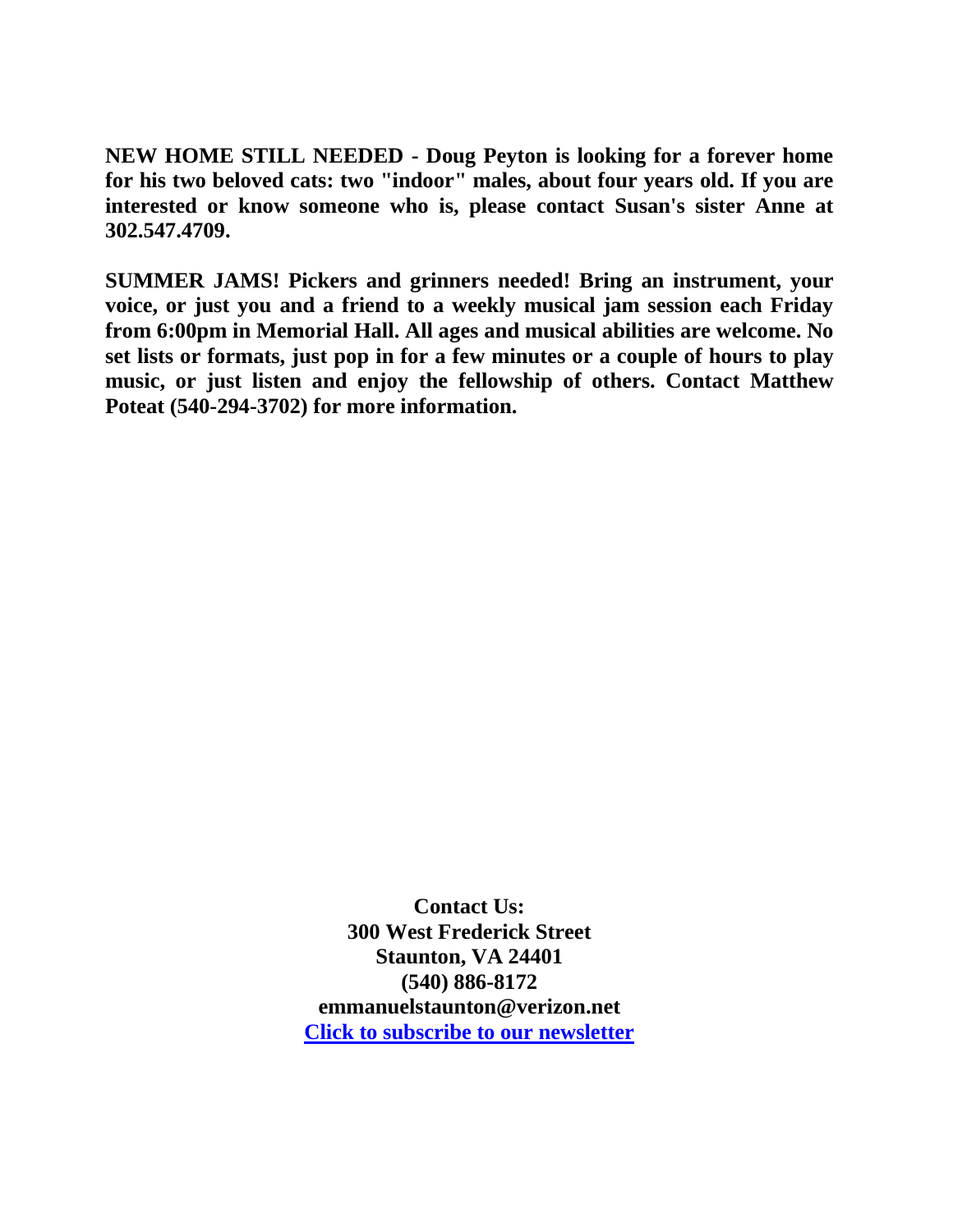**NEW HOME STILL NEEDED - Doug Peyton is looking for a forever home for his two beloved cats: two "indoor" males, about four years old. If you are interested or know someone who is, please contact Susan's sister Anne at 302.547.4709.**

**SUMMER JAMS! Pickers and grinners needed! Bring an instrument, your voice, or just you and a friend to a weekly musical jam session each Friday from 6:00pm in Memorial Hall. All ages and musical abilities are welcome. No set lists or formats, just pop in for a few minutes or a couple of hours to play music, or just listen and enjoy the fellowship of others. Contact Matthew Poteat (540-294-3702) for more information.**

**Contact Us:**
**300 West Frederick Street**
**Staunton, VA 24401**
**(540) 886-8172**
**emmanuelstaunton@verizon.net**
**Click to subscribe to our newsletter**